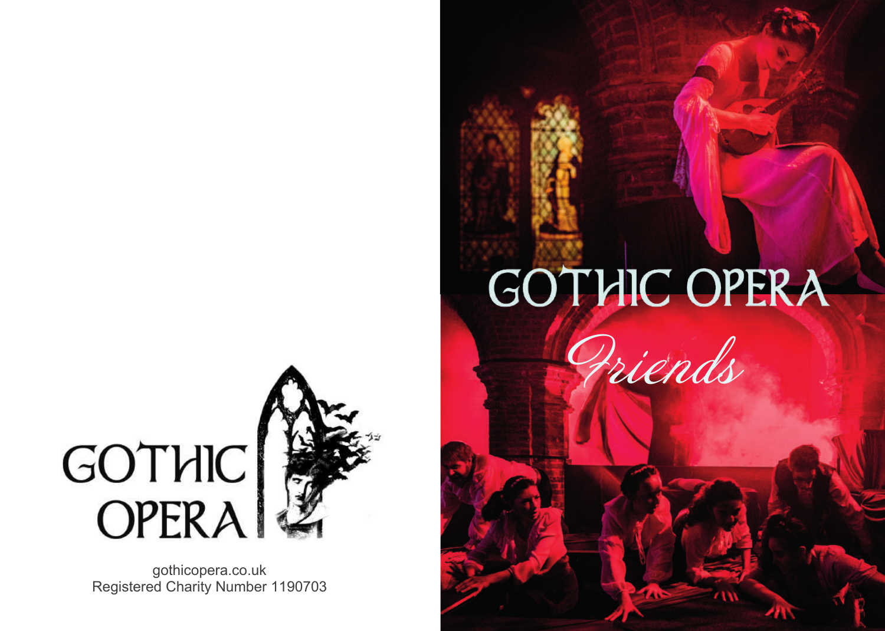# GOTHIC OPERA

## *Friends*

GOTHIC OPERA

gothicopera.co.uk
Registered Charity Number 1190703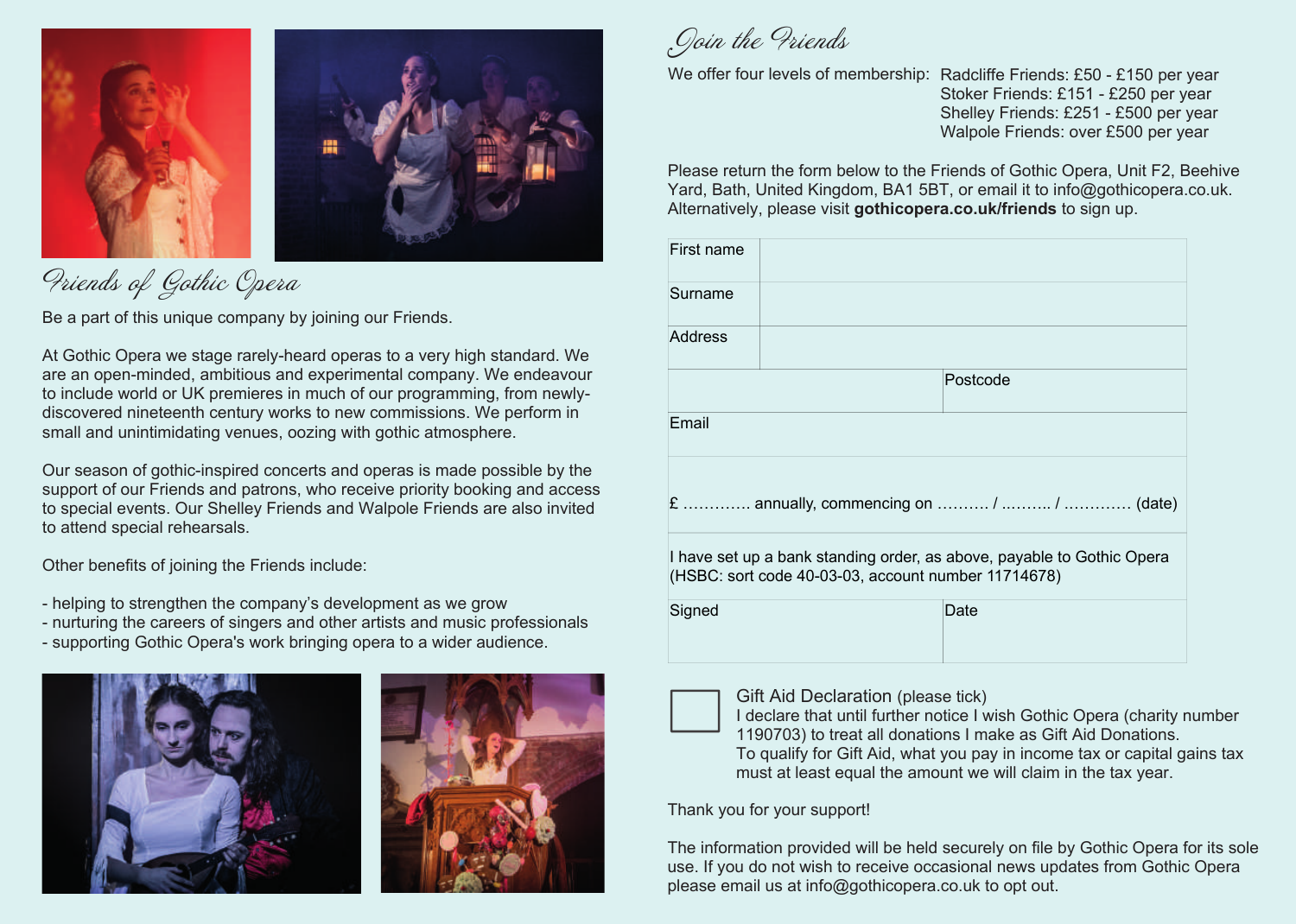## Friends of Gothic Opera

Be a part of this unique company by joining our Friends.

At Gothic Opera we stage rarely-heard operas to a very high standard. We are an open-minded, ambitious and experimental company. We endeavour to include world or UK premieres in much of our programming, from newly-discovered nineteenth century works to new commissions. We perform in small and unintimidating venues, oozing with gothic atmosphere.

Our season of gothic-inspired concerts and operas is made possible by the support of our Friends and patrons, who receive priority booking and access to special events. Our Shelley Friends and Walpole Friends are also invited to attend special rehearsals.

Other benefits of joining the Friends include:

- helping to strengthen the company's development as we grow
- nurturing the careers of singers and other artists and music professionals
- supporting Gothic Opera's work bringing opera to a wider audience.

## Join the Friends

We offer four levels of membership:

- Radcliffe Friends: £50 - £150 per year
- Stoker Friends: £151 - £250 per year
- Shelley Friends: £251 - £500 per year
- Walpole Friends: over £500 per year

Please return the form below to the Friends of Gothic Opera, Unit F2, Beehive Yard, Bath, United Kingdom, BA1 5BT, or email it to info@gothicopera.co.uk. Alternatively, please visit **gothicopera.co.uk/friends** to sign up.

| | |
|---|---|
| First name | |
| Surname | |
| Address | |
| | Postcode |
| Email | |
| £ …………. annually, commencing on ………. / ………. / …………. (date) | |
| I have set up a bank standing order, as above, payable to Gothic Opera (HSBC: sort code 40-03-03, account number 11714678) | |
| Signed | Date |

☐ **Gift Aid Declaration** (please tick)
I declare that until further notice I wish Gothic Opera (charity number 1190703) to treat all donations I make as Gift Aid Donations.
To qualify for Gift Aid, what you pay in income tax or capital gains tax must at least equal the amount we will claim in the tax year.

Thank you for your support!

The information provided will be held securely on file by Gothic Opera for its sole use. If you do not wish to receive occasional news updates from Gothic Opera please email us at info@gothicopera.co.uk to opt out.